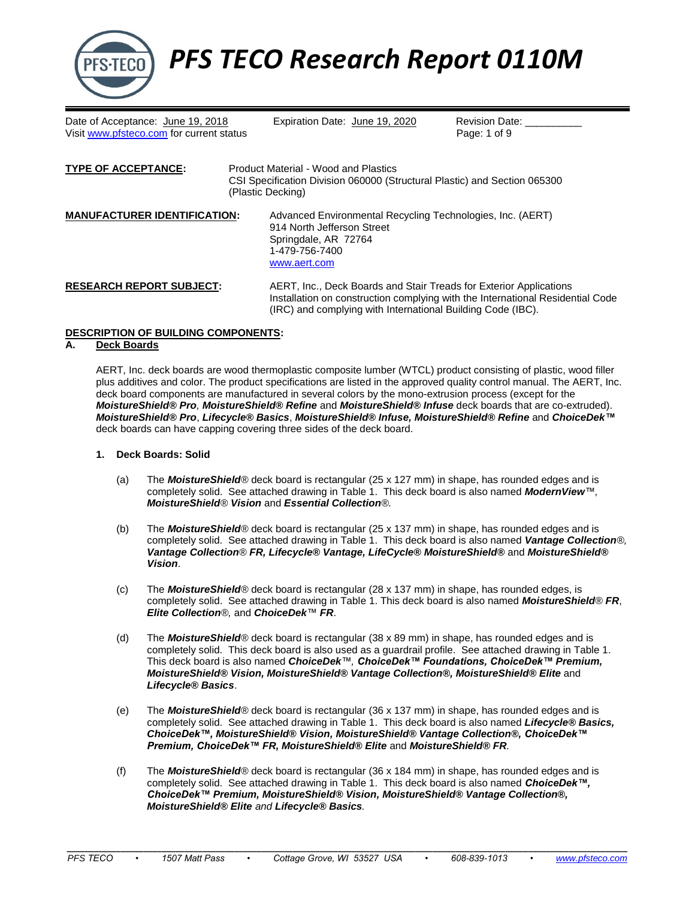# PFS TECO Research Report 0110M

Date of Acceptance: June 19, 2018 | Expiration Date: June 19, 2020 | Revision Date: __________

Visit www.pfsteco.com for current status

**TYPE OF ACCEPTANCE:** Product Material - Wood and Plastics
CSI Specification Division 060000 (Structural Plastic) and Section 065300 (Plastic Decking)

**MANUFACTURER IDENTIFICATION:** Advanced Environmental Recycling Technologies, Inc. (AERT)
914 North Jefferson Street
Springdale, AR 72764
1-479-756-7400
www.aert.com

**RESEARCH REPORT SUBJECT:** AERT, Inc., Deck Boards and Stair Treads for Exterior Applications
Installation on construction complying with the International Residential Code (IRC) and complying with International Building Code (IBC).

## DESCRIPTION OF BUILDING COMPONENTS:

### A. Deck Boards

AERT, Inc. deck boards are wood thermoplastic composite lumber (WTCL) product consisting of plastic, wood filler plus additives and color. The product specifications are listed in the approved quality control manual. The AERT, Inc. deck board components are manufactured in several colors by the mono-extrusion process (except for the ***MoistureShield® Pro**, **MoistureShield® Refine*** and ***MoistureShield® Infuse*** deck boards that are co-extruded). ***MoistureShield® Pro***, ***Lifecycle® Basics***, ***MoistureShield® Infuse, MoistureShield® Refine*** and ***ChoiceDek™*** deck boards can have capping covering three sides of the deck board.

#### 1. Deck Boards: Solid

(a) The ***MoistureShield***® deck board is rectangular (25 x 127 mm) in shape, has rounded edges and is completely solid. See attached drawing in Table 1. This deck board is also named ***ModernView***™*,* ***MoistureShield***® ***Vision*** and ***Essential Collection***®*.*

(b) The ***MoistureShield***® deck board is rectangular (25 x 137 mm) in shape, has rounded edges and is completely solid. See attached drawing in Table 1. This deck board is also named ***Vantage Collection***®*,* ***Vantage Collection***® ***FR, Lifecycle® Vantage, LifeCycle® MoistureShield®*** and ***MoistureShield® Vision***.

(c) The ***MoistureShield***® deck board is rectangular (28 x 137 mm) in shape, has rounded edges, is completely solid. See attached drawing in Table 1. This deck board is also named ***MoistureShield***® ***FR***, ***Elite Collection***®*,* and ***ChoiceDek***™ ***FR***.

(d) The ***MoistureShield***® deck board is rectangular (38 x 89 mm) in shape, has rounded edges and is completely solid. This deck board is also used as a guardrail profile. See attached drawing in Table 1. This deck board is also named ***ChoiceDek***™*,* ***ChoiceDek™ Foundations, ChoiceDek™ Premium, MoistureShield® Vision, MoistureShield® Vantage Collection®, MoistureShield® Elite*** and ***Lifecycle® Basics***.

(e) The ***MoistureShield***® deck board is rectangular (36 x 137 mm) in shape, has rounded edges and is completely solid. See attached drawing in Table 1. This deck board is also named ***Lifecycle® Basics, ChoiceDek™, MoistureShield® Vision, MoistureShield® Vantage Collection®, ChoiceDek™ Premium, ChoiceDek™ FR, MoistureShield® Elite*** and ***MoistureShield® FR****.*

(f) The ***MoistureShield***® deck board is rectangular (36 x 184 mm) in shape, has rounded edges and is completely solid. See attached drawing in Table 1. This deck board is also named ***ChoiceDek™, ChoiceDek™ Premium, MoistureShield® Vision, MoistureShield® Vantage Collection®, MoistureShield® Elite*** *and* ***Lifecycle® Basics****.*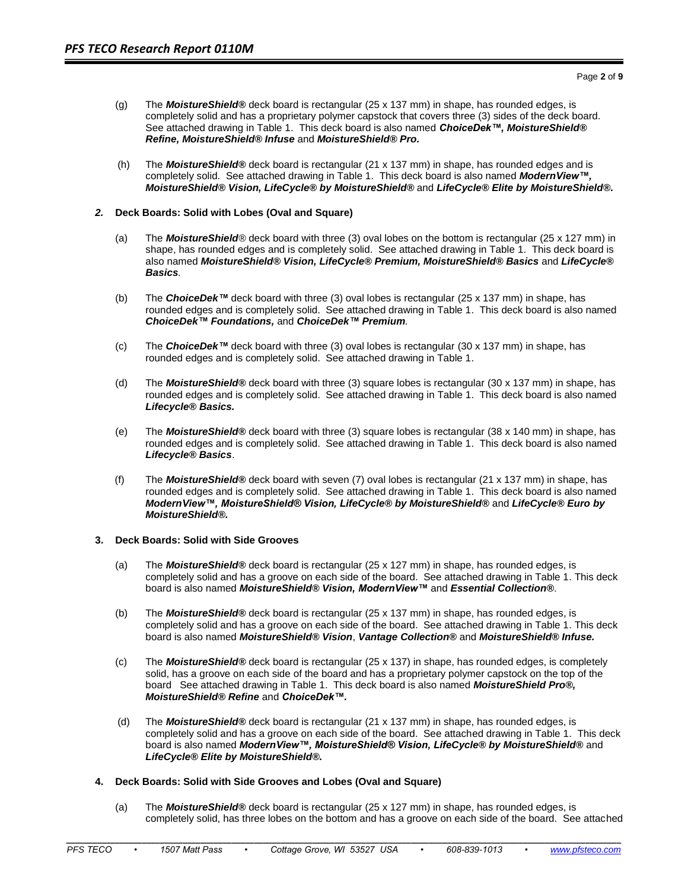(g) The ***MoistureShield®*** deck board is rectangular (25 x 137 mm) in shape, has rounded edges, is completely solid and has a proprietary polymer capstock that covers three (3) sides of the deck board. See attached drawing in Table 1. This deck board is also named ***ChoiceDek™, MoistureShield® Refine, MoistureShield® Infuse*** and ***MoistureShield® Pro.***

(h) The ***MoistureShield®*** deck board is rectangular (21 x 137 mm) in shape, has rounded edges and is completely solid. See attached drawing in Table 1. This deck board is also named ***ModernView™, MoistureShield® Vision, LifeCycle® by MoistureShield®*** and ***LifeCycle® Elite by MoistureShield®.***

***2.*** **Deck Boards: Solid with Lobes (Oval and Square)**

(a) The ***MoistureShield***® deck board with three (3) oval lobes on the bottom is rectangular (25 x 127 mm) in shape, has rounded edges and is completely solid. See attached drawing in Table 1. This deck board is also named ***MoistureShield® Vision, LifeCycle® Premium, MoistureShield® Basics*** and ***LifeCycle® Basics.***

(b) The ***ChoiceDek™*** deck board with three (3) oval lobes is rectangular (25 x 137 mm) in shape, has rounded edges and is completely solid. See attached drawing in Table 1. This deck board is also named ***ChoiceDek™ Foundations,*** and ***ChoiceDek™ Premium.***

(c) The ***ChoiceDek™*** deck board with three (3) oval lobes is rectangular (30 x 137 mm) in shape, has rounded edges and is completely solid. See attached drawing in Table 1.

(d) The ***MoistureShield®*** deck board with three (3) square lobes is rectangular (30 x 137 mm) in shape, has rounded edges and is completely solid. See attached drawing in Table 1. This deck board is also named ***Lifecycle® Basics.***

(e) The ***MoistureShield®*** deck board with three (3) square lobes is rectangular (38 x 140 mm) in shape, has rounded edges and is completely solid. See attached drawing in Table 1. This deck board is also named ***Lifecycle® Basics***.

(f) The ***MoistureShield®*** deck board with seven (7) oval lobes is rectangular (21 x 137 mm) in shape, has rounded edges and is completely solid. See attached drawing in Table 1. This deck board is also named ***ModernView™, MoistureShield® Vision, LifeCycle® by MoistureShield®*** and ***LifeCycle® Euro by MoistureShield®.***

**3. Deck Boards: Solid with Side Grooves**

(a) The ***MoistureShield®*** deck board is rectangular (25 x 127 mm) in shape, has rounded edges, is completely solid and has a groove on each side of the board. See attached drawing in Table 1. This deck board is also named ***MoistureShield® Vision, ModernView™*** and ***Essential Collection®.***

(b) The ***MoistureShield®*** deck board is rectangular (25 x 137 mm) in shape, has rounded edges, is completely solid and has a groove on each side of the board. See attached drawing in Table 1. This deck board is also named ***MoistureShield® Vision***, ***Vantage Collection®*** and ***MoistureShield® Infuse.***

(c) The ***MoistureShield®*** deck board is rectangular (25 x 137) in shape, has rounded edges, is completely solid, has a groove on each side of the board and has a proprietary polymer capstock on the top of the board See attached drawing in Table 1. This deck board is also named ***MoistureShield Pro®, MoistureShield® Refine*** and ***ChoiceDek™.***

(d) The ***MoistureShield®*** deck board is rectangular (21 x 137 mm) in shape, has rounded edges, is completely solid and has a groove on each side of the board. See attached drawing in Table 1. This deck board is also named ***ModernView™, MoistureShield® Vision, LifeCycle® by MoistureShield®*** and ***LifeCycle® Elite by MoistureShield®.***

**4. Deck Boards: Solid with Side Grooves and Lobes (Oval and Square)**

(a) The ***MoistureShield®*** deck board is rectangular (25 x 127 mm) in shape, has rounded edges, is completely solid, has three lobes on the bottom and has a groove on each side of the board. See attached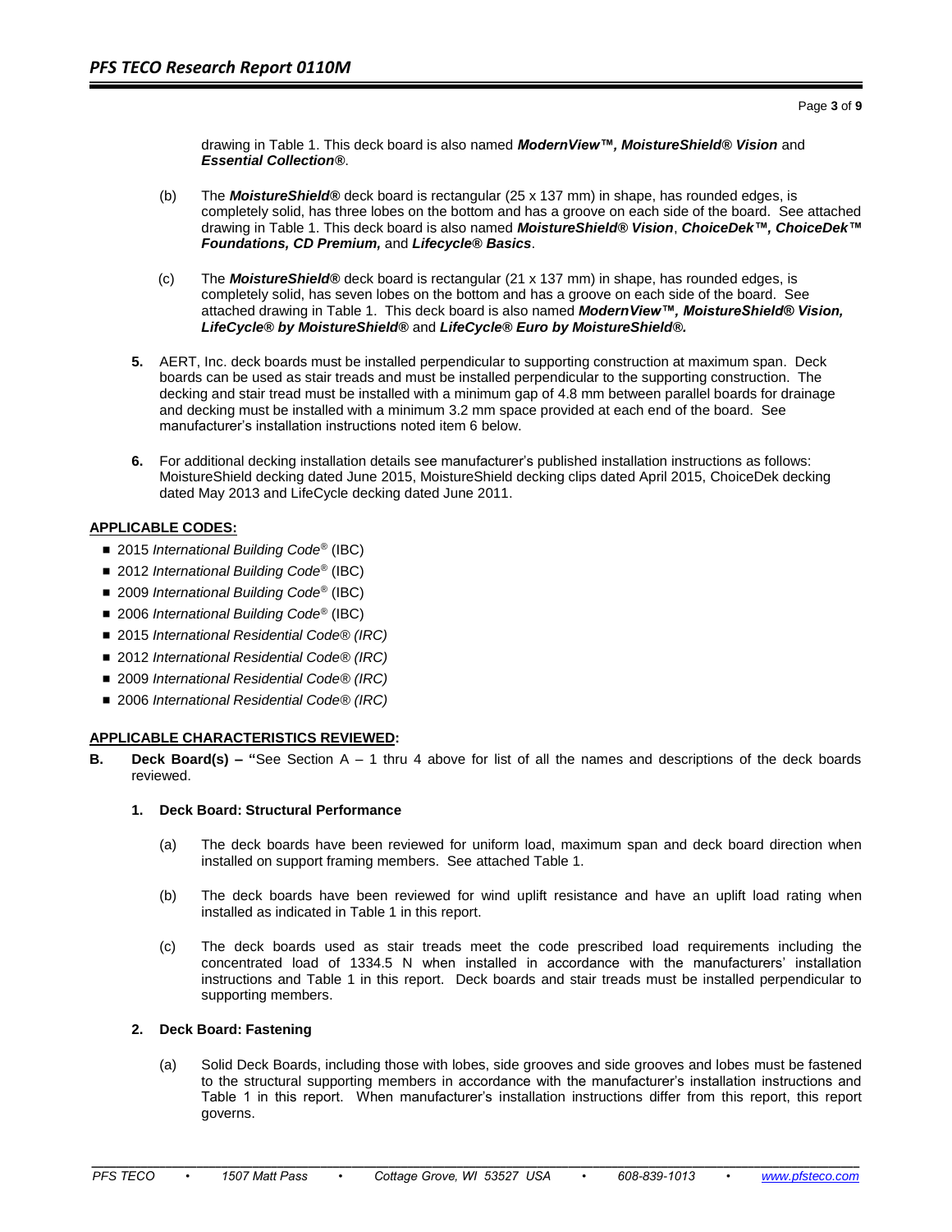drawing in Table 1. This deck board is also named ***ModernView™, MoistureShield® Vision*** and ***Essential Collection®***.

(b) The ***MoistureShield®*** deck board is rectangular (25 x 137 mm) in shape, has rounded edges, is completely solid, has three lobes on the bottom and has a groove on each side of the board. See attached drawing in Table 1. This deck board is also named ***MoistureShield® Vision***, ***ChoiceDek™, ChoiceDek™ Foundations, CD Premium,*** and ***Lifecycle® Basics***.

(c) The ***MoistureShield®*** deck board is rectangular (21 x 137 mm) in shape, has rounded edges, is completely solid, has seven lobes on the bottom and has a groove on each side of the board. See attached drawing in Table 1. This deck board is also named ***ModernView™, MoistureShield® Vision, LifeCycle® by MoistureShield®*** and ***LifeCycle® Euro by MoistureShield®.***

**5.** AERT, Inc. deck boards must be installed perpendicular to supporting construction at maximum span. Deck boards can be used as stair treads and must be installed perpendicular to the supporting construction. The decking and stair tread must be installed with a minimum gap of 4.8 mm between parallel boards for drainage and decking must be installed with a minimum 3.2 mm space provided at each end of the board. See manufacturer's installation instructions noted item 6 below.

**6.** For additional decking installation details see manufacturer's published installation instructions as follows: MoistureShield decking dated June 2015, MoistureShield decking clips dated April 2015, ChoiceDek decking dated May 2013 and LifeCycle decking dated June 2011.

**APPLICABLE CODES:**

- 2015 *International Building Code®* (IBC)
- 2012 *International Building Code®* (IBC)
- 2009 *International Building Code®* (IBC)
- 2006 *International Building Code®* (IBC)
- 2015 *International Residential Code® (IRC)*
- 2012 *International Residential Code® (IRC)*
- 2009 *International Residential Code® (IRC)*
- 2006 *International Residential Code® (IRC)*

**APPLICABLE CHARACTERISTICS REVIEWED:**

**B. Deck Board(s) – "**See Section A – 1 thru 4 above for list of all the names and descriptions of the deck boards reviewed.

**1. Deck Board: Structural Performance**

(a) The deck boards have been reviewed for uniform load, maximum span and deck board direction when installed on support framing members. See attached Table 1.

(b) The deck boards have been reviewed for wind uplift resistance and have an uplift load rating when installed as indicated in Table 1 in this report.

(c) The deck boards used as stair treads meet the code prescribed load requirements including the concentrated load of 1334.5 N when installed in accordance with the manufacturers' installation instructions and Table 1 in this report. Deck boards and stair treads must be installed perpendicular to supporting members.

**2. Deck Board: Fastening**

(a) Solid Deck Boards, including those with lobes, side grooves and side grooves and lobes must be fastened to the structural supporting members in accordance with the manufacturer's installation instructions and Table 1 in this report. When manufacturer's installation instructions differ from this report, this report governs.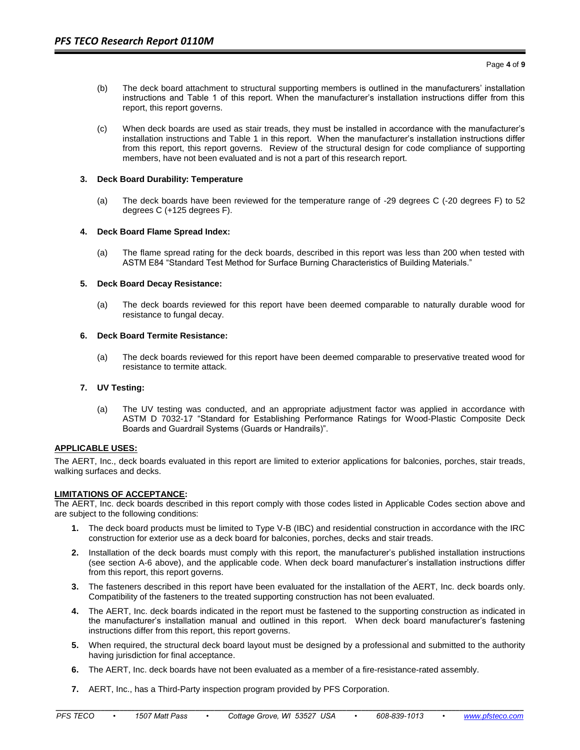(b) The deck board attachment to structural supporting members is outlined in the manufacturers' installation instructions and Table 1 of this report. When the manufacturer's installation instructions differ from this report, this report governs.

(c) When deck boards are used as stair treads, they must be installed in accordance with the manufacturer's installation instructions and Table 1 in this report. When the manufacturer's installation instructions differ from this report, this report governs. Review of the structural design for code compliance of supporting members, have not been evaluated and is not a part of this research report.

**3. Deck Board Durability: Temperature**

(a) The deck boards have been reviewed for the temperature range of -29 degrees C (-20 degrees F) to 52 degrees C (+125 degrees F).

**4. Deck Board Flame Spread Index:**

(a) The flame spread rating for the deck boards, described in this report was less than 200 when tested with ASTM E84 "Standard Test Method for Surface Burning Characteristics of Building Materials."

**5. Deck Board Decay Resistance:**

(a) The deck boards reviewed for this report have been deemed comparable to naturally durable wood for resistance to fungal decay.

**6. Deck Board Termite Resistance:**

(a) The deck boards reviewed for this report have been deemed comparable to preservative treated wood for resistance to termite attack.

**7. UV Testing:**

(a) The UV testing was conducted, and an appropriate adjustment factor was applied in accordance with ASTM D 7032-17 "Standard for Establishing Performance Ratings for Wood-Plastic Composite Deck Boards and Guardrail Systems (Guards or Handrails)".

**APPLICABLE USES:**

The AERT, Inc., deck boards evaluated in this report are limited to exterior applications for balconies, porches, stair treads, walking surfaces and decks.

**LIMITATIONS OF ACCEPTANCE:**

The AERT, Inc. deck boards described in this report comply with those codes listed in Applicable Codes section above and are subject to the following conditions:

1. The deck board products must be limited to Type V-B (IBC) and residential construction in accordance with the IRC construction for exterior use as a deck board for balconies, porches, decks and stair treads.
2. Installation of the deck boards must comply with this report, the manufacturer's published installation instructions (see section A-6 above), and the applicable code. When deck board manufacturer's installation instructions differ from this report, this report governs.
3. The fasteners described in this report have been evaluated for the installation of the AERT, Inc. deck boards only. Compatibility of the fasteners to the treated supporting construction has not been evaluated.
4. The AERT, Inc. deck boards indicated in the report must be fastened to the supporting construction as indicated in the manufacturer's installation manual and outlined in this report. When deck board manufacturer's fastening instructions differ from this report, this report governs.
5. When required, the structural deck board layout must be designed by a professional and submitted to the authority having jurisdiction for final acceptance.
6. The AERT, Inc. deck boards have not been evaluated as a member of a fire-resistance-rated assembly.
7. AERT, Inc., has a Third-Party inspection program provided by PFS Corporation.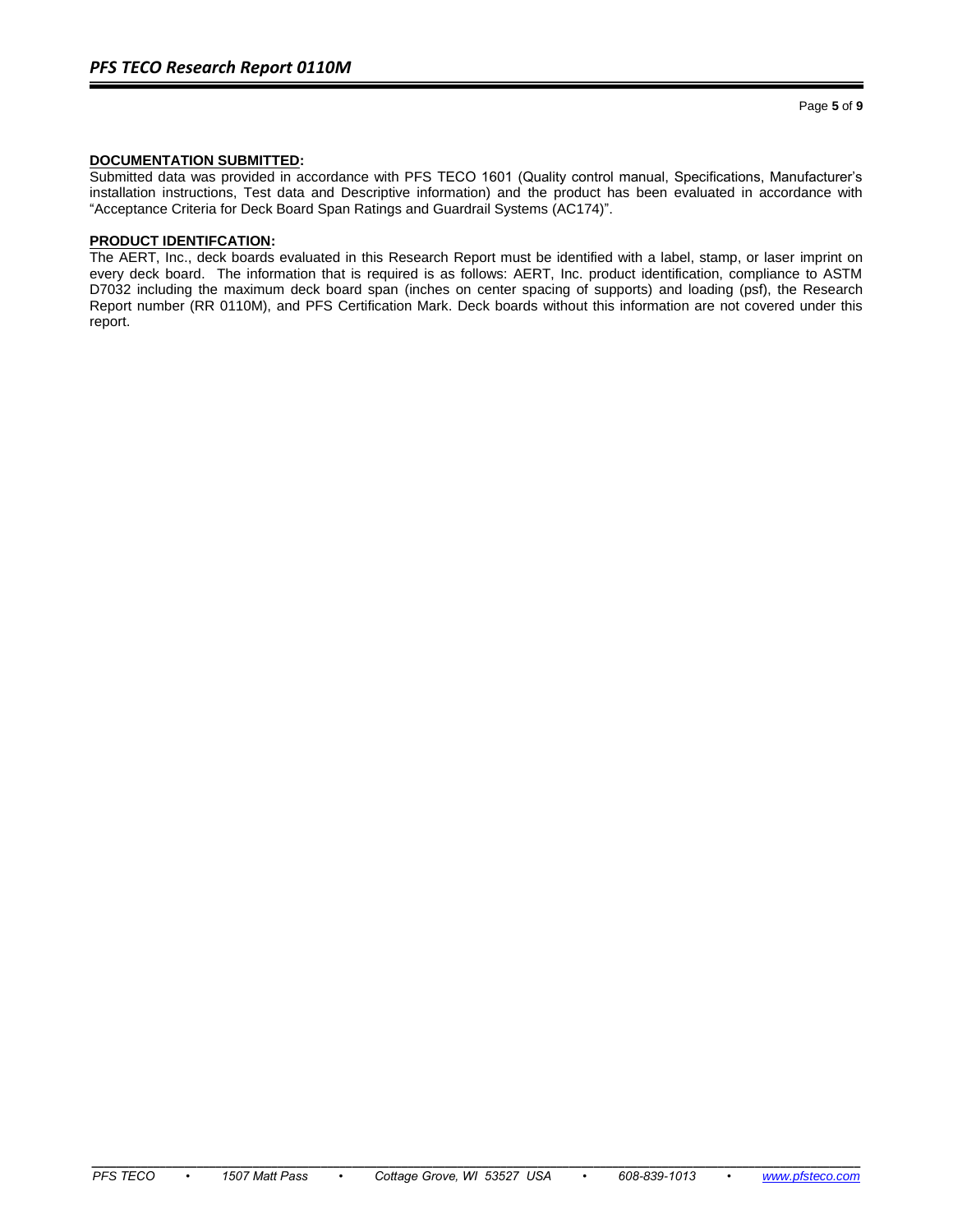**DOCUMENTATION SUBMITTED:**

Submitted data was provided in accordance with PFS TECO 1601 (Quality control manual, Specifications, Manufacturer's installation instructions, Test data and Descriptive information) and the product has been evaluated in accordance with "Acceptance Criteria for Deck Board Span Ratings and Guardrail Systems (AC174)".

**PRODUCT IDENTIFCATION:**

The AERT, Inc., deck boards evaluated in this Research Report must be identified with a label, stamp, or laser imprint on every deck board. The information that is required is as follows: AERT, Inc. product identification, compliance to ASTM D7032 including the maximum deck board span (inches on center spacing of supports) and loading (psf), the Research Report number (RR 0110M), and PFS Certification Mark. Deck boards without this information are not covered under this report.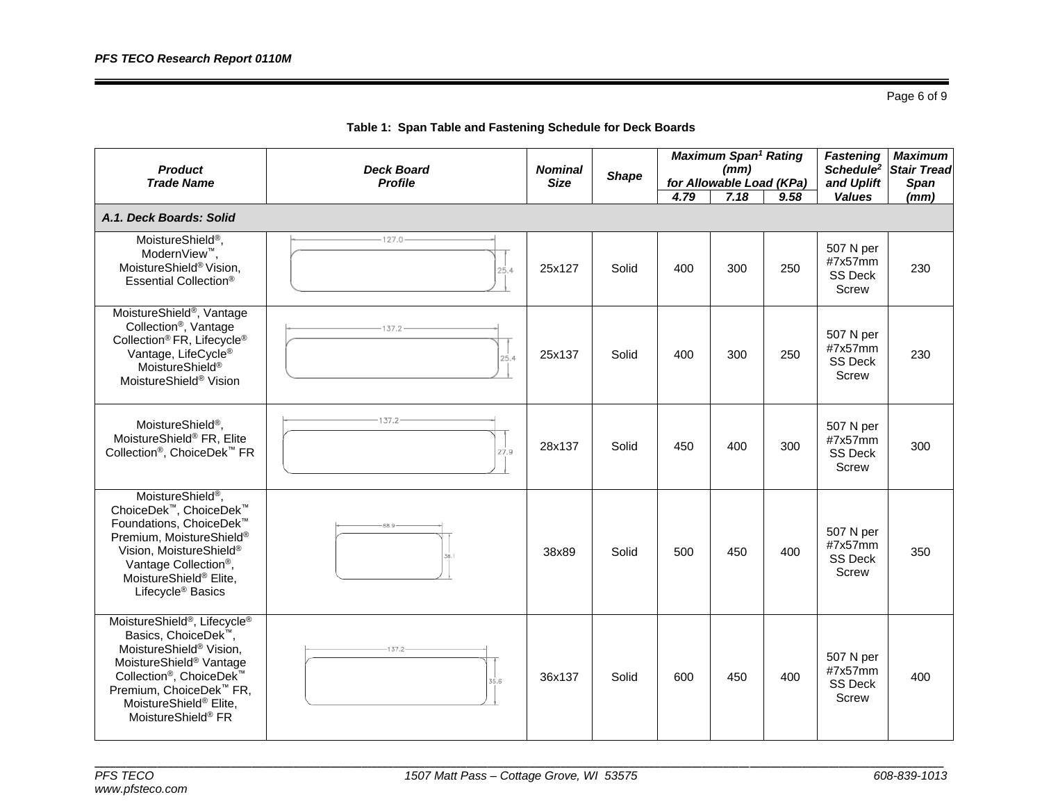**Table 1: Span Table and Fastening Schedule for Deck Boards**

| Product Trade Name | Deck Board Profile | Nominal Size | Shape | Maximum Span[1] Rating (mm) for Allowable Load (KPa) | | | Fastening Schedule[2] and Uplift Values | Maximum Stair Tread Span (mm) |
|---|---|---|---|---|---|---|---|---|
| | | | | 4.79 | 7.18 | 9.58 | | |
| ***A.1. Deck Boards: Solid*** | | | | | | | | |
| MoistureShield®, ModernView™, MoistureShield® Vision, Essential Collection® | 127.0 × 25.4 | 25x127 | Solid | 400 | 300 | 250 | 507 N per #7x57mm SS Deck Screw | 230 |
| MoistureShield®, Vantage Collection®, Vantage Collection® FR, Lifecycle® Vantage, LifeCycle® MoistureShield® MoistureShield® Vision | 137.2 × 25.4 | 25x137 | Solid | 400 | 300 | 250 | 507 N per #7x57mm SS Deck Screw | 230 |
| MoistureShield®, MoistureShield® FR, Elite Collection®, ChoiceDek™ FR | 137.2 × 27.9 | 28x137 | Solid | 450 | 400 | 300 | 507 N per #7x57mm SS Deck Screw | 300 |
| MoistureShield®, ChoiceDek™, ChoiceDek™ Foundations, ChoiceDek™ Premium, MoistureShield® Vision, MoistureShield® Vantage Collection®, MoistureShield® Elite, Lifecycle® Basics | 88.9 × 38.1 | 38x89 | Solid | 500 | 450 | 400 | 507 N per #7x57mm SS Deck Screw | 350 |
| MoistureShield®, Lifecycle® Basics, ChoiceDek™, MoistureShield® Vision, MoistureShield® Vantage Collection®, ChoiceDek™ Premium, ChoiceDek™ FR, MoistureShield® Elite, MoistureShield® FR | 137.2 × 35.6 | 36x137 | Solid | 600 | 450 | 400 | 507 N per #7x57mm SS Deck Screw | 400 |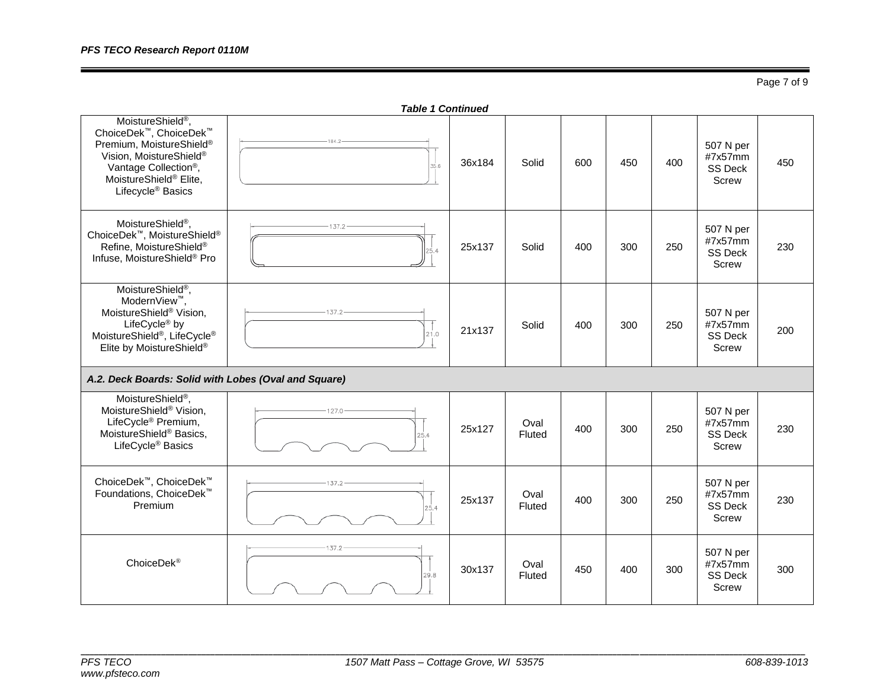***Table 1 Continued***

| | | | | | | | | |
|---|---|---|---|---|---|---|---|---|
| MoistureShield®, ChoiceDek™, ChoiceDek™ Premium, MoistureShield® Vision, MoistureShield® Vantage Collection®, MoistureShield® Elite, Lifecycle® Basics | 184.2 / 35.6 | 36x184 | Solid | 600 | 450 | 400 | 507 N per #7x57mm SS Deck Screw | 450 |
| MoistureShield®, ChoiceDek™, MoistureShield® Refine, MoistureShield® Infuse, MoistureShield® Pro | 137.2 / 25.4 | 25x137 | Solid | 400 | 300 | 250 | 507 N per #7x57mm SS Deck Screw | 230 |
| MoistureShield®, ModernView™, MoistureShield® Vision, LifeCycle® by MoistureShield®, LifeCycle® Elite by MoistureShield® | 137.2 / 21.0 | 21x137 | Solid | 400 | 300 | 250 | 507 N per #7x57mm SS Deck Screw | 200 |
| ***A.2. Deck Boards: Solid with Lobes (Oval and Square)*** | | | | | | | | |
| MoistureShield®, MoistureShield® Vision, LifeCycle® Premium, MoistureShield® Basics, LifeCycle® Basics | 127.0 / 25.4 | 25x127 | Oval Fluted | 400 | 300 | 250 | 507 N per #7x57mm SS Deck Screw | 230 |
| ChoiceDek™, ChoiceDek™ Foundations, ChoiceDek™ Premium | 137.2 / 25.4 | 25x137 | Oval Fluted | 400 | 300 | 250 | 507 N per #7x57mm SS Deck Screw | 230 |
| ChoiceDek® | 137.2 / 29.8 | 30x137 | Oval Fluted | 450 | 400 | 300 | 507 N per #7x57mm SS Deck Screw | 300 |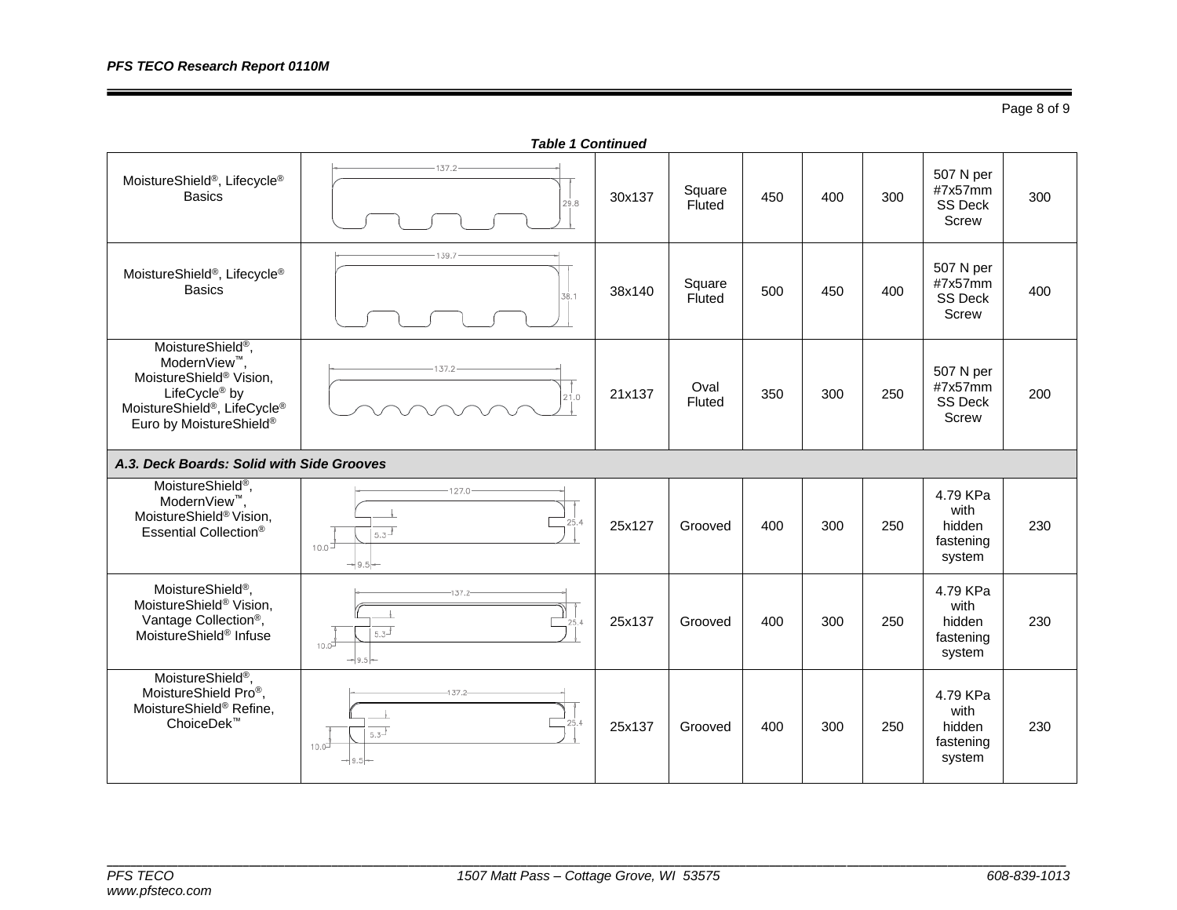***Table 1 Continued***

| | | | | | | | | |
|---|---|---|---|---|---|---|---|---|
| MoistureShield®, Lifecycle® Basics | 137.2 / 29.8 | 30x137 | Square Fluted | 450 | 400 | 300 | 507 N per #7x57mm SS Deck Screw | 300 |
| MoistureShield®, Lifecycle® Basics | 139.7 / 38.1 | 38x140 | Square Fluted | 500 | 450 | 400 | 507 N per #7x57mm SS Deck Screw | 400 |
| MoistureShield®, ModernView™, MoistureShield® Vision, LifeCycle® by MoistureShield®, LifeCycle® Euro by MoistureShield® | 137.2 / 21.0 | 21x137 | Oval Fluted | 350 | 300 | 250 | 507 N per #7x57mm SS Deck Screw | 200 |
| ***A.3. Deck Boards: Solid with Side Grooves*** | | | | | | | | |
| MoistureShield®, ModernView™, MoistureShield® Vision, Essential Collection® | 127.0 / 25.4 / 5.3 / 10.0 / 9.5 | 25x127 | Grooved | 400 | 300 | 250 | 4.79 KPa with hidden fastening system | 230 |
| MoistureShield®, MoistureShield® Vision, Vantage Collection®, MoistureShield® Infuse | 137.2 / 25.4 / 5.3 / 10.0 / 9.5 | 25x137 | Grooved | 400 | 300 | 250 | 4.79 KPa with hidden fastening system | 230 |
| MoistureShield®, MoistureShield Pro®, MoistureShield® Refine, ChoiceDek™ | 137.2 / 25.4 / 5.3 / 10.0 / 9.5 | 25x137 | Grooved | 400 | 300 | 250 | 4.79 KPa with hidden fastening system | 230 |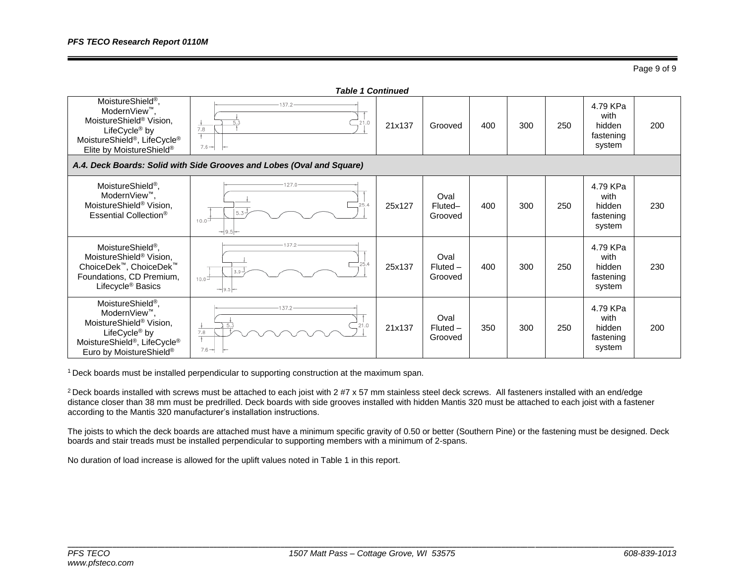***Table 1 Continued***

| | | | | | | | | |
|---|---|---|---|---|---|---|---|---|
| MoistureShield®, ModernView™, MoistureShield® Vision, LifeCycle® by MoistureShield®, LifeCycle® Elite by MoistureShield® | 137.2 5.3 21.0 7.8 7.6 | 21x137 | Grooved | 400 | 300 | 250 | 4.79 KPa with hidden fastening system | 200 |
| ***A.4. Deck Boards: Solid with Side Grooves and Lobes (Oval and Square)*** | | | | | | | | |
| MoistureShield®, ModernView™, MoistureShield® Vision, Essential Collection® | 127.0 25.4 5.3 10.0 9.5 | 25x127 | Oval Fluted–Grooved | 400 | 300 | 250 | 4.79 KPa with hidden fastening system | 230 |
| MoistureShield®, MoistureShield® Vision, ChoiceDek™, ChoiceDek™ Foundations, CD Premium, Lifecycle® Basics | 137.2 25.4 3.9 10.0 9.5 | 25x137 | Oval Fluted – Grooved | 400 | 300 | 250 | 4.79 KPa with hidden fastening system | 230 |
| MoistureShield®, ModernView™, MoistureShield® Vision, LifeCycle® by MoistureShield®, LifeCycle® Euro by MoistureShield® | 137.2 5.3 21.0 7.8 7.6 | 21x137 | Oval Fluted – Grooved | 350 | 300 | 250 | 4.79 KPa with hidden fastening system | 200 |

[1] Deck boards must be installed perpendicular to supporting construction at the maximum span.

[2] Deck boards installed with screws must be attached to each joist with 2 #7 x 57 mm stainless steel deck screws. All fasteners installed with an end/edge distance closer than 38 mm must be predrilled. Deck boards with side grooves installed with hidden Mantis 320 must be attached to each joist with a fastener according to the Mantis 320 manufacturer's installation instructions.

The joists to which the deck boards are attached must have a minimum specific gravity of 0.50 or better (Southern Pine) or the fastening must be designed. Deck boards and stair treads must be installed perpendicular to supporting members with a minimum of 2-spans.

No duration of load increase is allowed for the uplift values noted in Table 1 in this report.